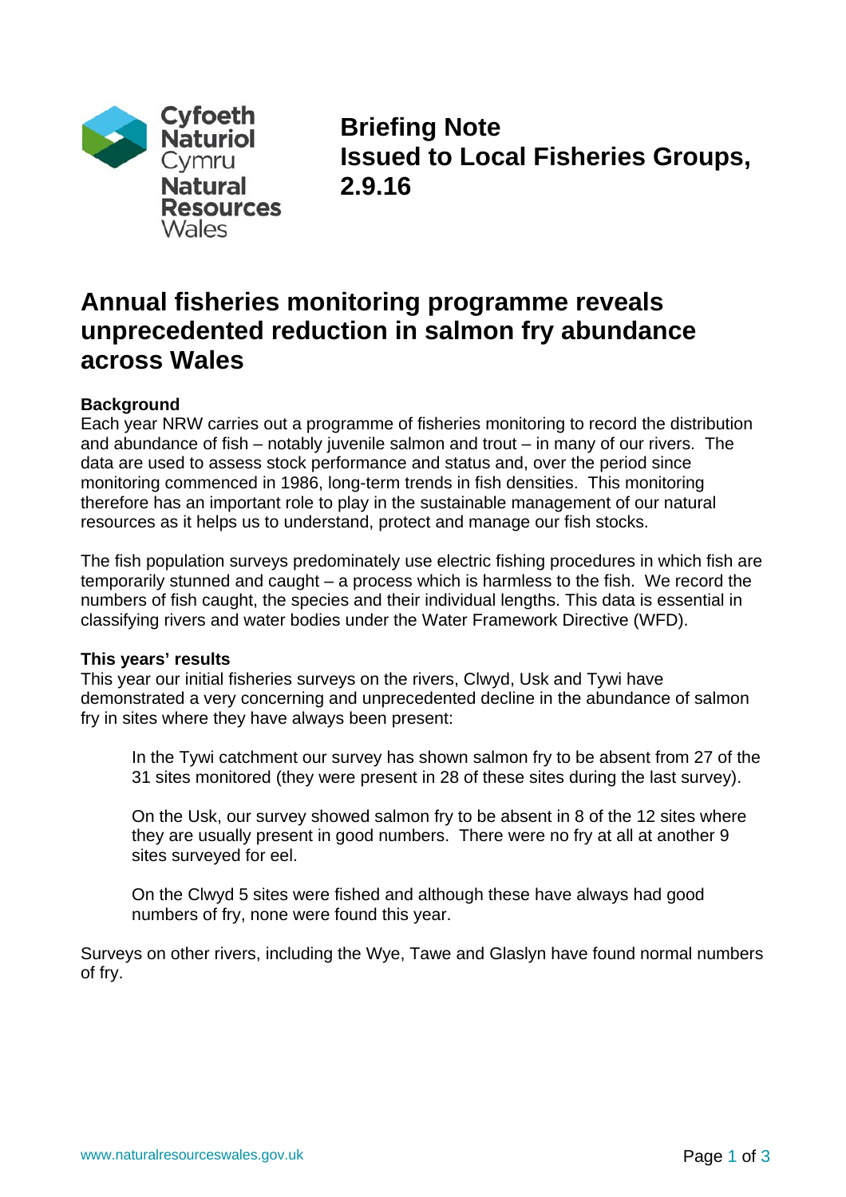Cyfoeth Naturiol Cymru
Natural Resources Wales

**Briefing Note**
**Issued to Local Fisheries Groups, 2.9.16**

# Annual fisheries monitoring programme reveals unprecedented reduction in salmon fry abundance across Wales

**Background**

Each year NRW carries out a programme of fisheries monitoring to record the distribution and abundance of fish – notably juvenile salmon and trout – in many of our rivers. The data are used to assess stock performance and status and, over the period since monitoring commenced in 1986, long-term trends in fish densities. This monitoring therefore has an important role to play in the sustainable management of our natural resources as it helps us to understand, protect and manage our fish stocks.

The fish population surveys predominately use electric fishing procedures in which fish are temporarily stunned and caught – a process which is harmless to the fish. We record the numbers of fish caught, the species and their individual lengths. This data is essential in classifying rivers and water bodies under the Water Framework Directive (WFD).

**This years' results**

This year our initial fisheries surveys on the rivers, Clwyd, Usk and Tywi have demonstrated a very concerning and unprecedented decline in the abundance of salmon fry in sites where they have always been present:

> In the Tywi catchment our survey has shown salmon fry to be absent from 27 of the 31 sites monitored (they were present in 28 of these sites during the last survey).
>
> On the Usk, our survey showed salmon fry to be absent in 8 of the 12 sites where they are usually present in good numbers. There were no fry at all at another 9 sites surveyed for eel.
>
> On the Clwyd 5 sites were fished and although these have always had good numbers of fry, none were found this year.

Surveys on other rivers, including the Wye, Tawe and Glaslyn have found normal numbers of fry.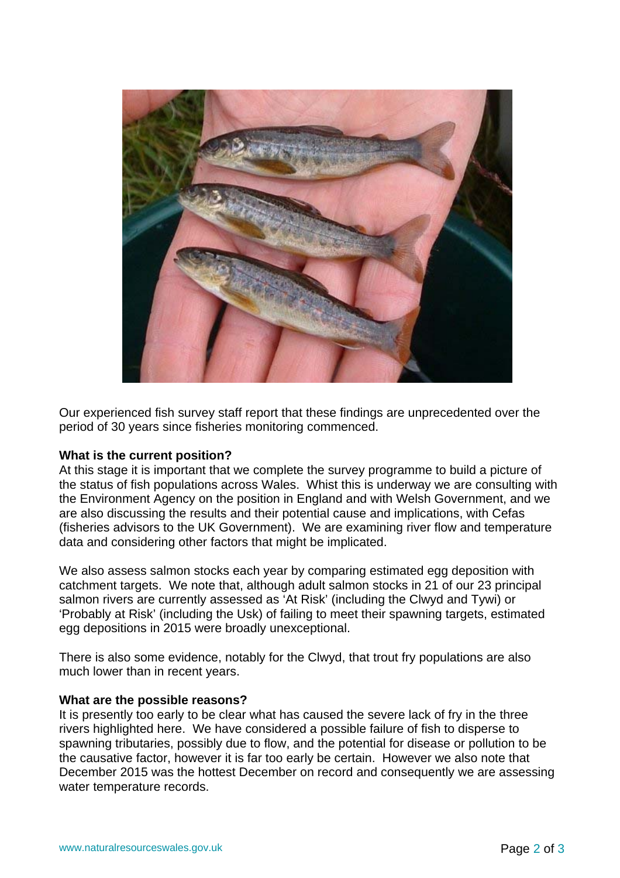Our experienced fish survey staff report that these findings are unprecedented over the period of 30 years since fisheries monitoring commenced.

**What is the current position?**

At this stage it is important that we complete the survey programme to build a picture of the status of fish populations across Wales. Whist this is underway we are consulting with the Environment Agency on the position in England and with Welsh Government, and we are also discussing the results and their potential cause and implications, with Cefas (fisheries advisors to the UK Government). We are examining river flow and temperature data and considering other factors that might be implicated.

We also assess salmon stocks each year by comparing estimated egg deposition with catchment targets. We note that, although adult salmon stocks in 21 of our 23 principal salmon rivers are currently assessed as 'At Risk' (including the Clwyd and Tywi) or 'Probably at Risk' (including the Usk) of failing to meet their spawning targets, estimated egg depositions in 2015 were broadly unexceptional.

There is also some evidence, notably for the Clwyd, that trout fry populations are also much lower than in recent years.

**What are the possible reasons?**

It is presently too early to be clear what has caused the severe lack of fry in the three rivers highlighted here. We have considered a possible failure of fish to disperse to spawning tributaries, possibly due to flow, and the potential for disease or pollution to be the causative factor, however it is far too early be certain. However we also note that December 2015 was the hottest December on record and consequently we are assessing water temperature records.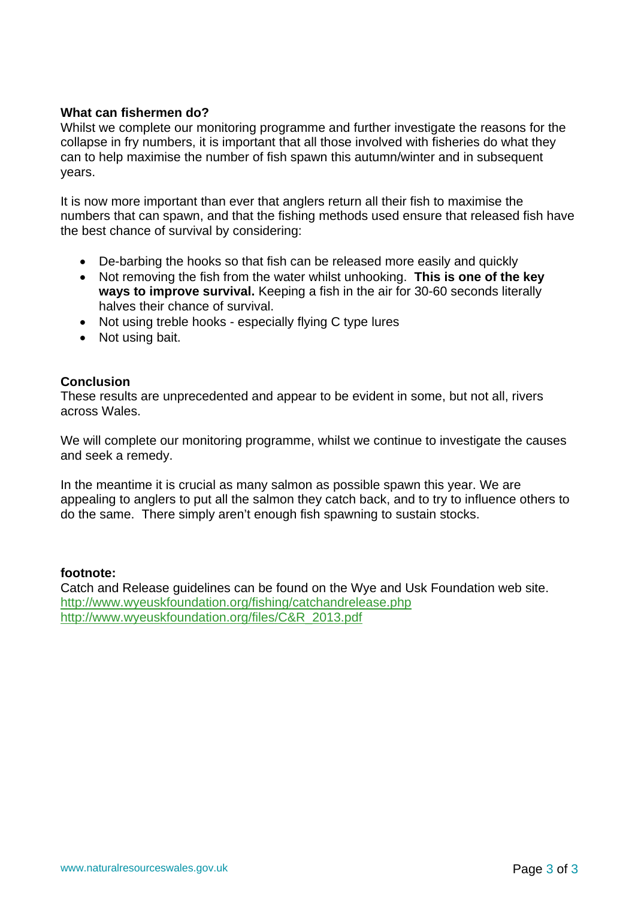**What can fishermen do?**

Whilst we complete our monitoring programme and further investigate the reasons for the collapse in fry numbers, it is important that all those involved with fisheries do what they can to help maximise the number of fish spawn this autumn/winter and in subsequent years.

It is now more important than ever that anglers return all their fish to maximise the numbers that can spawn, and that the fishing methods used ensure that released fish have the best chance of survival by considering:

- De-barbing the hooks so that fish can be released more easily and quickly
- Not removing the fish from the water whilst unhooking. **This is one of the key ways to improve survival.** Keeping a fish in the air for 30-60 seconds literally halves their chance of survival.
- Not using treble hooks - especially flying C type lures
- Not using bait.

**Conclusion**

These results are unprecedented and appear to be evident in some, but not all, rivers across Wales.

We will complete our monitoring programme, whilst we continue to investigate the causes and seek a remedy.

In the meantime it is crucial as many salmon as possible spawn this year. We are appealing to anglers to put all the salmon they catch back, and to try to influence others to do the same. There simply aren't enough fish spawning to sustain stocks.

**footnote:**

Catch and Release guidelines can be found on the Wye and Usk Foundation web site.
http://www.wyeuskfoundation.org/fishing/catchandrelease.php
http://www.wyeuskfoundation.org/files/C&R_2013.pdf